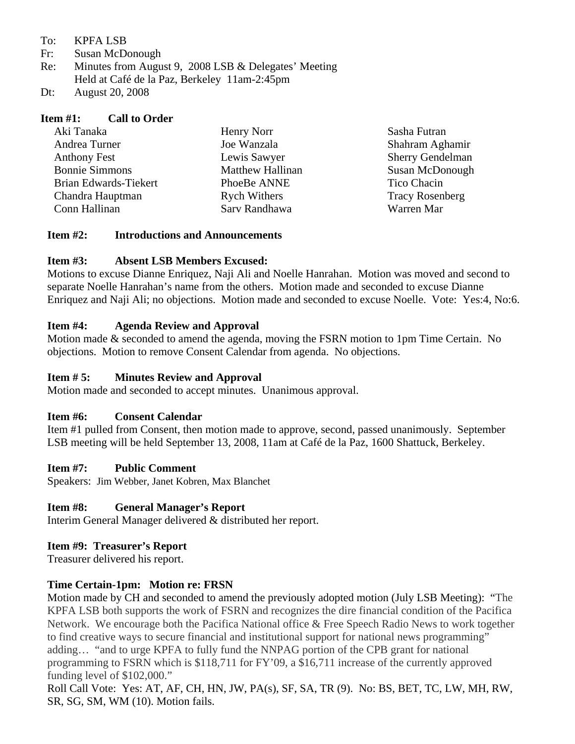To: KPFA LSB
Fr: Susan McDonough
Re: Minutes from August 9, 2008 LSB & Delegates' Meeting
Held at Café de la Paz, Berkeley 11am-2:45pm
Dt: August 20, 2008

**Item #1: Call to Order**

Aki Tanaka
Andrea Turner
Anthony Fest
Bonnie Simmons
Brian Edwards-Tiekert
Chandra Hauptman
Conn Hallinan
Henry Norr
Joe Wanzala
Lewis Sawyer
Matthew Hallinan
PhoeBe ANNE
Rych Withers
Sarv Randhawa
Sasha Futran
Shahram Aghamir
Sherry Gendelman
Susan McDonough
Tico Chacin
Tracy Rosenberg
Warren Mar

**Item #2: Introductions and Announcements**

**Item #3: Absent LSB Members Excused:**

Motions to excuse Dianne Enriquez, Naji Ali and Noelle Hanrahan. Motion was moved and second to separate Noelle Hanrahan's name from the others. Motion made and seconded to excuse Dianne Enriquez and Naji Ali; no objections. Motion made and seconded to excuse Noelle. Vote: Yes:4, No:6.

**Item #4: Agenda Review and Approval**

Motion made & seconded to amend the agenda, moving the FSRN motion to 1pm Time Certain. No objections. Motion to remove Consent Calendar from agenda. No objections.

**Item # 5: Minutes Review and Approval**

Motion made and seconded to accept minutes. Unanimous approval.

**Item #6: Consent Calendar**

Item #1 pulled from Consent, then motion made to approve, second, passed unanimously. September LSB meeting will be held September 13, 2008, 11am at Café de la Paz, 1600 Shattuck, Berkeley.

**Item #7: Public Comment**

Speakers: Jim Webber, Janet Kobren, Max Blanchet

**Item #8: General Manager's Report**

Interim General Manager delivered & distributed her report.

**Item #9: Treasurer's Report**

Treasurer delivered his report.

**Time Certain-1pm: Motion re: FRSN**

Motion made by CH and seconded to amend the previously adopted motion (July LSB Meeting): "The KPFA LSB both supports the work of FSRN and recognizes the dire financial condition of the Pacifica Network. We encourage both the Pacifica National office & Free Speech Radio News to work together to find creative ways to secure financial and institutional support for national news programming" adding… "and to urge KPFA to fully fund the NNPAG portion of the CPB grant for national programming to FSRN which is $118,711 for FY'09, a $16,711 increase of the currently approved funding level of $102,000."

Roll Call Vote: Yes: AT, AF, CH, HN, JW, PA(s), SF, SA, TR (9). No: BS, BET, TC, LW, MH, RW, SR, SG, SM, WM (10). Motion fails.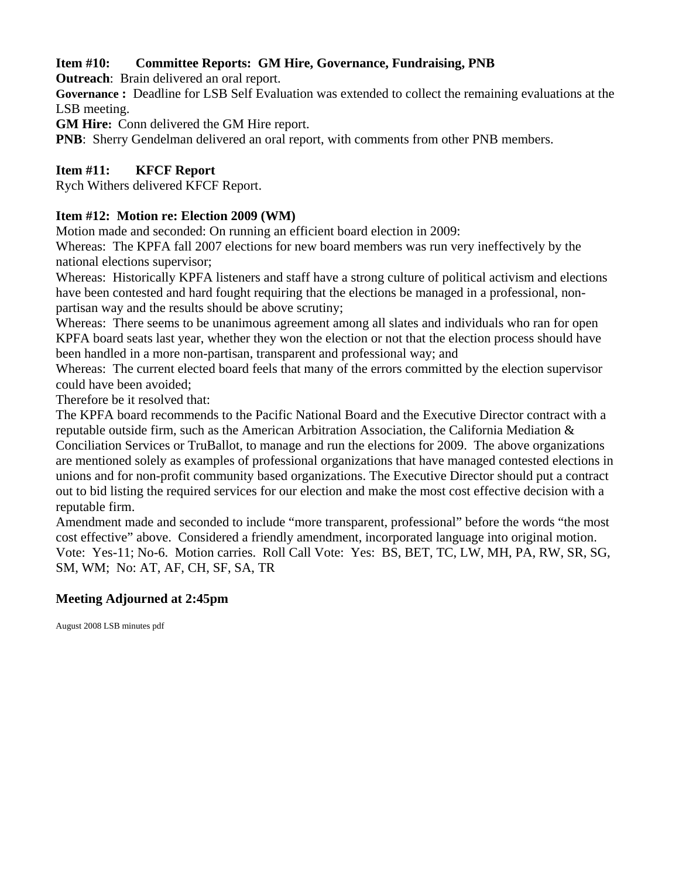**Item #10: Committee Reports: GM Hire, Governance, Fundraising, PNB**

**Outreach**: Brain delivered an oral report.

**Governance :** Deadline for LSB Self Evaluation was extended to collect the remaining evaluations at the LSB meeting.

**GM Hire:** Conn delivered the GM Hire report.

**PNB**: Sherry Gendelman delivered an oral report, with comments from other PNB members.

**Item #11: KFCF Report**

Rych Withers delivered KFCF Report.

**Item #12: Motion re: Election 2009 (WM)**

Motion made and seconded: On running an efficient board election in 2009:

Whereas: The KPFA fall 2007 elections for new board members was run very ineffectively by the national elections supervisor;

Whereas: Historically KPFA listeners and staff have a strong culture of political activism and elections have been contested and hard fought requiring that the elections be managed in a professional, non-partisan way and the results should be above scrutiny;

Whereas: There seems to be unanimous agreement among all slates and individuals who ran for open KPFA board seats last year, whether they won the election or not that the election process should have been handled in a more non-partisan, transparent and professional way; and

Whereas: The current elected board feels that many of the errors committed by the election supervisor could have been avoided;

Therefore be it resolved that:

The KPFA board recommends to the Pacific National Board and the Executive Director contract with a reputable outside firm, such as the American Arbitration Association, the California Mediation & Conciliation Services or TruBallot, to manage and run the elections for 2009. The above organizations are mentioned solely as examples of professional organizations that have managed contested elections in unions and for non-profit community based organizations. The Executive Director should put a contract out to bid listing the required services for our election and make the most cost effective decision with a reputable firm.

Amendment made and seconded to include "more transparent, professional" before the words "the most cost effective" above. Considered a friendly amendment, incorporated language into original motion.

Vote: Yes-11; No-6. Motion carries. Roll Call Vote: Yes: BS, BET, TC, LW, MH, PA, RW, SR, SG, SM, WM; No: AT, AF, CH, SF, SA, TR

**Meeting Adjourned at 2:45pm**

August 2008 LSB minutes pdf